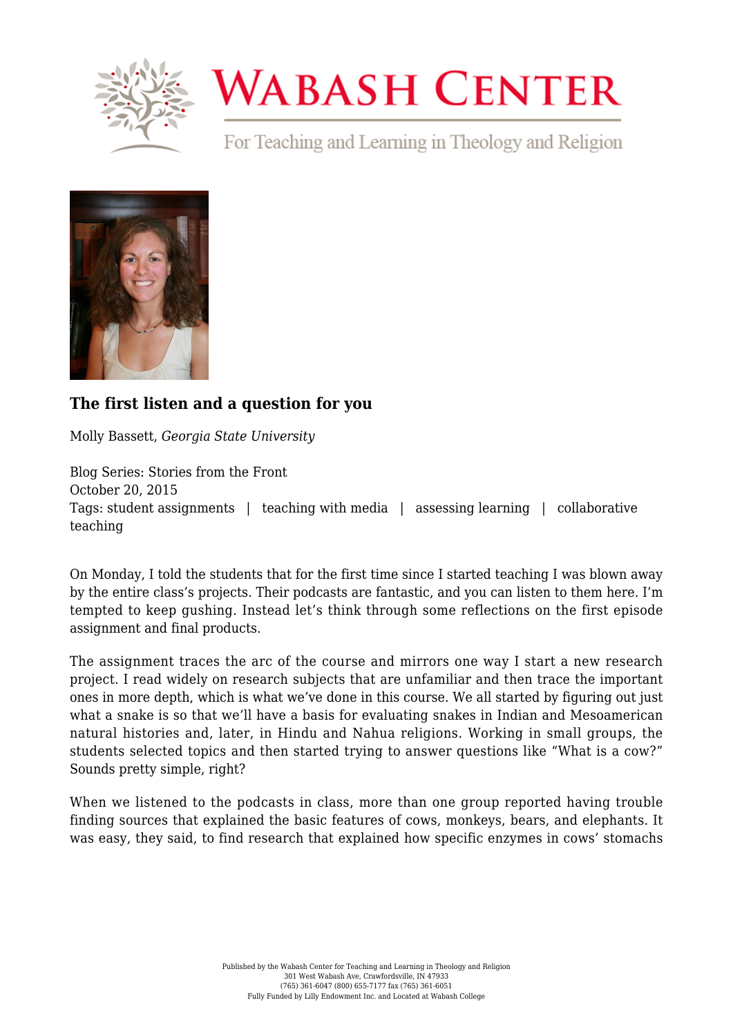# WABASH CENTER

For Teaching and Learning in Theology and Religion

### The first listen and a question for you

Molly Bassett, *Georgia State University*

Blog Series: Stories from the Front
October 20, 2015
Tags: student assignments | teaching with media | assessing learning | collaborative teaching

On Monday, I told the students that for the first time since I started teaching I was blown away by the entire class's projects. Their podcasts are fantastic, and you can listen to them here. I'm tempted to keep gushing. Instead let's think through some reflections on the first episode assignment and final products.

The assignment traces the arc of the course and mirrors one way I start a new research project. I read widely on research subjects that are unfamiliar and then trace the important ones in more depth, which is what we've done in this course. We all started by figuring out just what a snake is so that we'll have a basis for evaluating snakes in Indian and Mesoamerican natural histories and, later, in Hindu and Nahua religions. Working in small groups, the students selected topics and then started trying to answer questions like "What is a cow?" Sounds pretty simple, right?

When we listened to the podcasts in class, more than one group reported having trouble finding sources that explained the basic features of cows, monkeys, bears, and elephants. It was easy, they said, to find research that explained how specific enzymes in cows' stomachs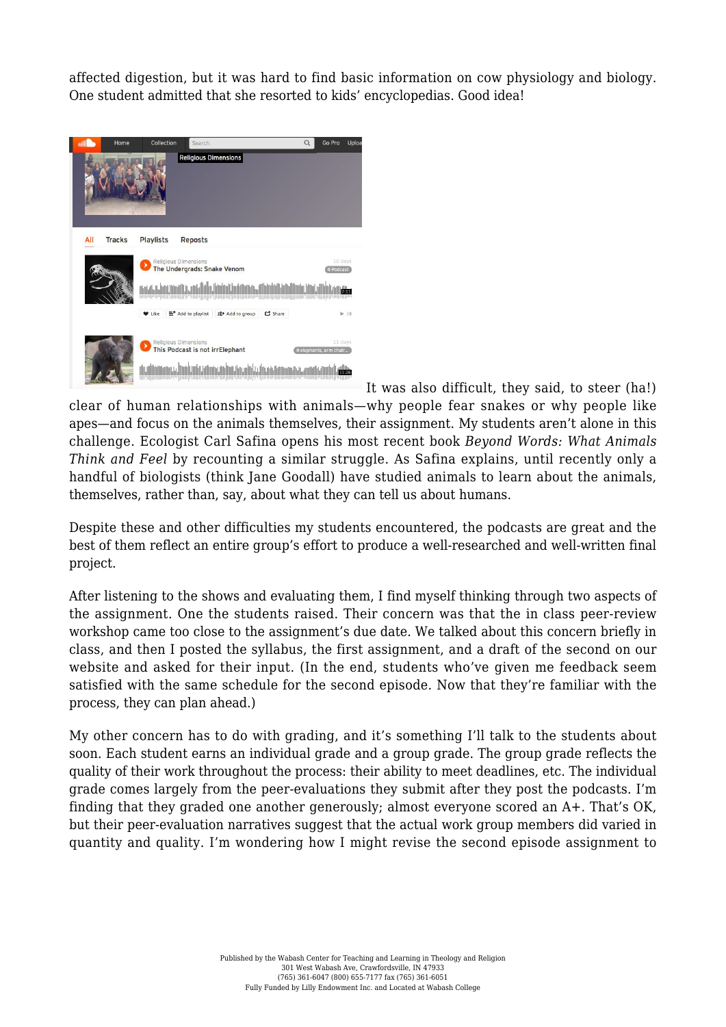affected digestion, but it was hard to find basic information on cow physiology and biology. One student admitted that she resorted to kids' encyclopedias. Good idea!

It was also difficult, they said, to steer (ha!) clear of human relationships with animals—why people fear snakes or why people like apes—and focus on the animals themselves, their assignment. My students aren't alone in this challenge. Ecologist Carl Safina opens his most recent book *Beyond Words: What Animals Think and Feel* by recounting a similar struggle. As Safina explains, until recently only a handful of biologists (think Jane Goodall) have studied animals to learn about the animals, themselves, rather than, say, about what they can tell us about humans.

Despite these and other difficulties my students encountered, the podcasts are great and the best of them reflect an entire group's effort to produce a well-researched and well-written final project.

After listening to the shows and evaluating them, I find myself thinking through two aspects of the assignment. One the students raised. Their concern was that the in class peer-review workshop came too close to the assignment's due date. We talked about this concern briefly in class, and then I posted the syllabus, the first assignment, and a draft of the second on our website and asked for their input. (In the end, students who've given me feedback seem satisfied with the same schedule for the second episode. Now that they're familiar with the process, they can plan ahead.)

My other concern has to do with grading, and it's something I'll talk to the students about soon. Each student earns an individual grade and a group grade. The group grade reflects the quality of their work throughout the process: their ability to meet deadlines, etc. The individual grade comes largely from the peer-evaluations they submit after they post the podcasts. I'm finding that they graded one another generously; almost everyone scored an A+. That's OK, but their peer-evaluation narratives suggest that the actual work group members did varied in quantity and quality. I'm wondering how I might revise the second episode assignment to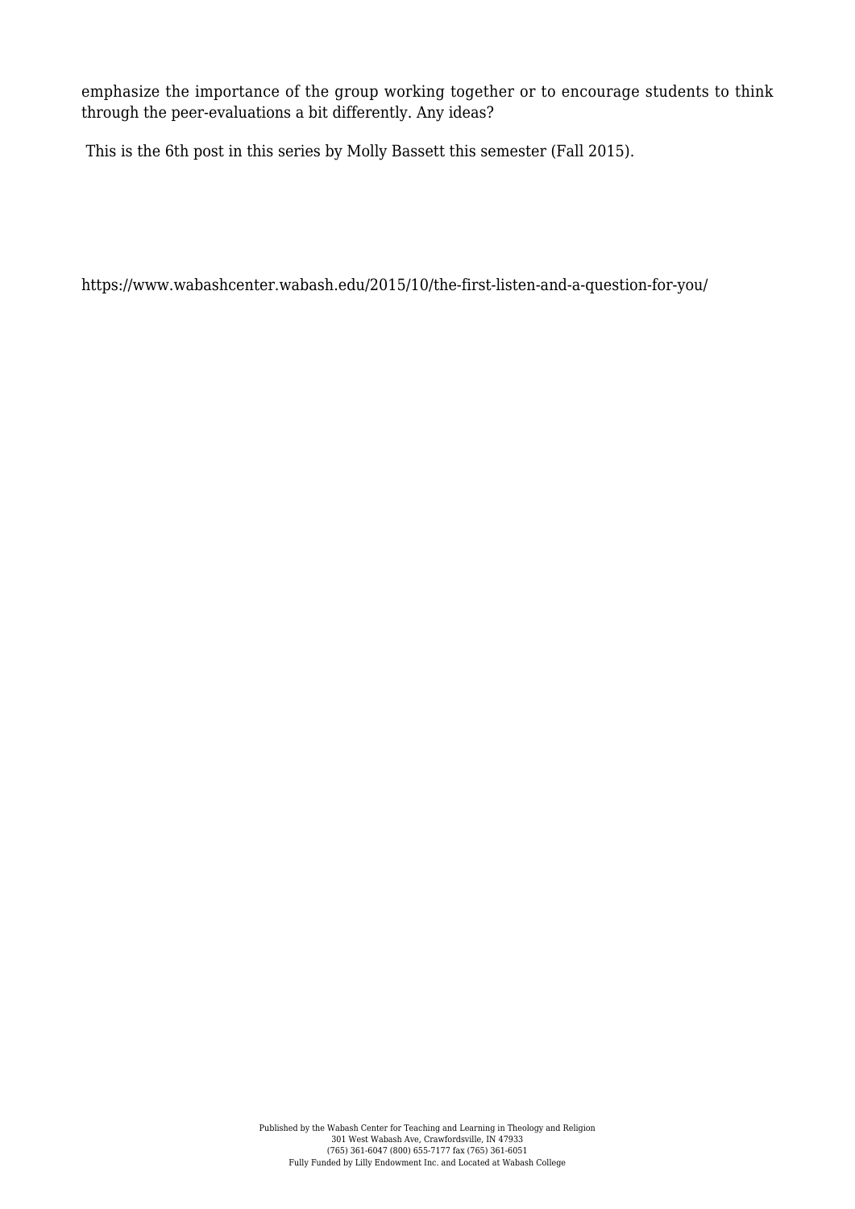emphasize the importance of the group working together or to encourage students to think through the peer-evaluations a bit differently. Any ideas?

This is the 6th post in this series by Molly Bassett this semester (Fall 2015).

https://www.wabashcenter.wabash.edu/2015/10/the-first-listen-and-a-question-for-you/